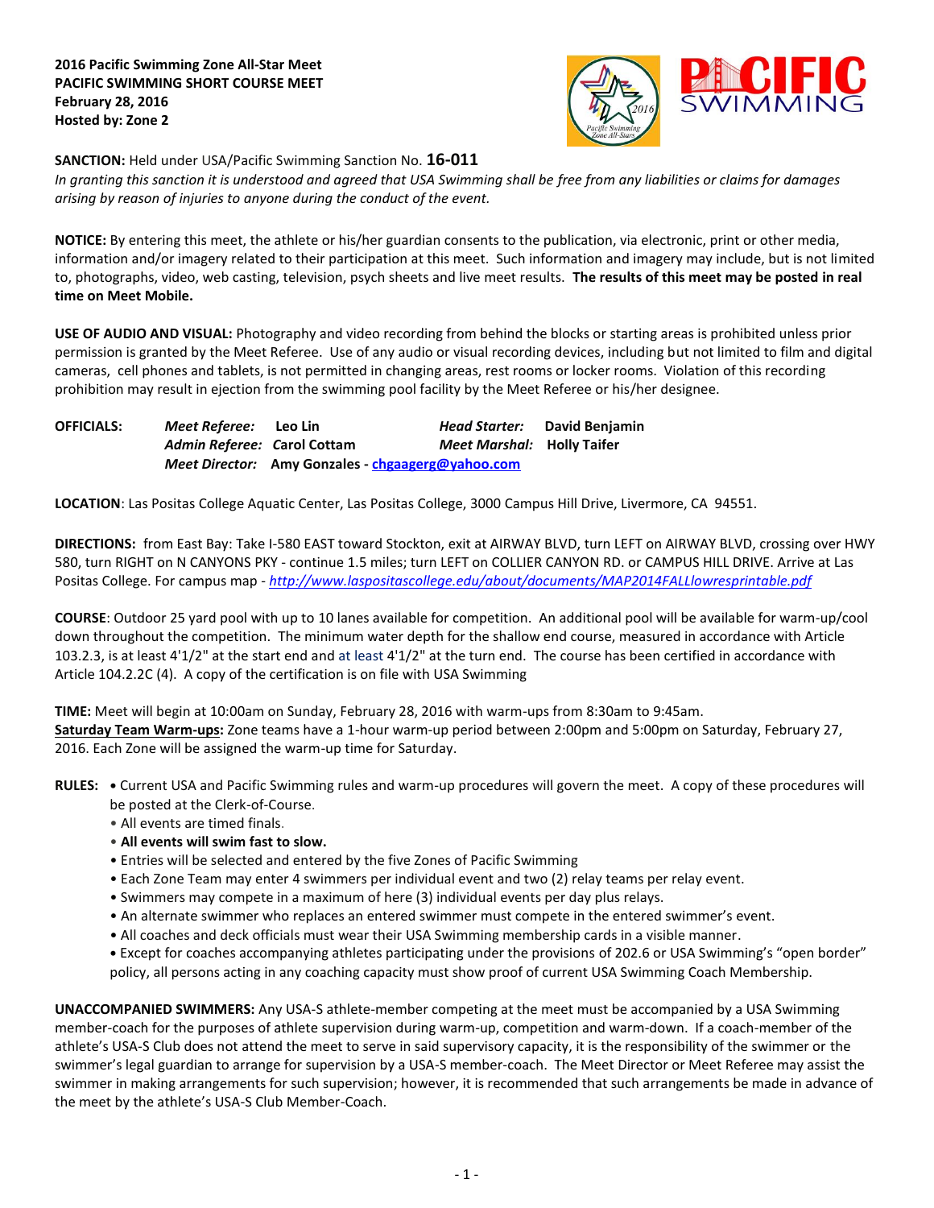**2016 Pacific Swimming Zone All-Star Meet**
**PACIFIC SWIMMING SHORT COURSE MEET**
**February 28, 2016**
**Hosted by: Zone 2**

**SANCTION:** Held under USA/Pacific Swimming Sanction No. **16-011**
*In granting this sanction it is understood and agreed that USA Swimming shall be free from any liabilities or claims for damages arising by reason of injuries to anyone during the conduct of the event.*

**NOTICE:** By entering this meet, the athlete or his/her guardian consents to the publication, via electronic, print or other media, information and/or imagery related to their participation at this meet. Such information and imagery may include, but is not limited to, photographs, video, web casting, television, psych sheets and live meet results. **The results of this meet may be posted in real time on Meet Mobile.**

**USE OF AUDIO AND VISUAL:** Photography and video recording from behind the blocks or starting areas is prohibited unless prior permission is granted by the Meet Referee. Use of any audio or visual recording devices, including but not limited to film and digital cameras, cell phones and tablets, is not permitted in changing areas, rest rooms or locker rooms. Violation of this recording prohibition may result in ejection from the swimming pool facility by the Meet Referee or his/her designee.

**OFFICIALS:**
*Meet Referee:* **Leo Lin**
*Head Starter:* **David Benjamin**
*Admin Referee:* **Carol Cottam**
*Meet Marshal:* **Holly Taifer**
*Meet Director:* **Amy Gonzales - chgaagerg@yahoo.com**

**LOCATION**: Las Positas College Aquatic Center, Las Positas College, 3000 Campus Hill Drive, Livermore, CA 94551.

**DIRECTIONS:** from East Bay: Take I-580 EAST toward Stockton, exit at AIRWAY BLVD, turn LEFT on AIRWAY BLVD, crossing over HWY 580, turn RIGHT on N CANYONS PKY - continue 1.5 miles; turn LEFT on COLLIER CANYON RD. or CAMPUS HILL DRIVE. Arrive at Las Positas College. For campus map - *http://www.laspositascollege.edu/about/documents/MAP2014FALLlowresprintable.pdf*

**COURSE**: Outdoor 25 yard pool with up to 10 lanes available for competition. An additional pool will be available for warm-up/cool down throughout the competition. The minimum water depth for the shallow end course, measured in accordance with Article 103.2.3, is at least 4'1/2" at the start end and at least 4'1/2" at the turn end. The course has been certified in accordance with Article 104.2.2C (4). A copy of the certification is on file with USA Swimming

**TIME:** Meet will begin at 10:00am on Sunday, February 28, 2016 with warm-ups from 8:30am to 9:45am.
**Saturday Team Warm-ups:** Zone teams have a 1-hour warm-up period between 2:00pm and 5:00pm on Saturday, February 27, 2016. Each Zone will be assigned the warm-up time for Saturday.

**RULES:**
- Current USA and Pacific Swimming rules and warm-up procedures will govern the meet. A copy of these procedures will be posted at the Clerk-of-Course.
- All events are timed finals.
- **All events will swim fast to slow.**
- Entries will be selected and entered by the five Zones of Pacific Swimming
- Each Zone Team may enter 4 swimmers per individual event and two (2) relay teams per relay event.
- Swimmers may compete in a maximum of here (3) individual events per day plus relays.
- An alternate swimmer who replaces an entered swimmer must compete in the entered swimmer's event.
- All coaches and deck officials must wear their USA Swimming membership cards in a visible manner.
- Except for coaches accompanying athletes participating under the provisions of 202.6 or USA Swimming's "open border" policy, all persons acting in any coaching capacity must show proof of current USA Swimming Coach Membership.

**UNACCOMPANIED SWIMMERS:** Any USA-S athlete-member competing at the meet must be accompanied by a USA Swimming member-coach for the purposes of athlete supervision during warm-up, competition and warm-down. If a coach-member of the athlete's USA-S Club does not attend the meet to serve in said supervisory capacity, it is the responsibility of the swimmer or the swimmer's legal guardian to arrange for supervision by a USA-S member-coach. The Meet Director or Meet Referee may assist the swimmer in making arrangements for such supervision; however, it is recommended that such arrangements be made in advance of the meet by the athlete's USA-S Club Member-Coach.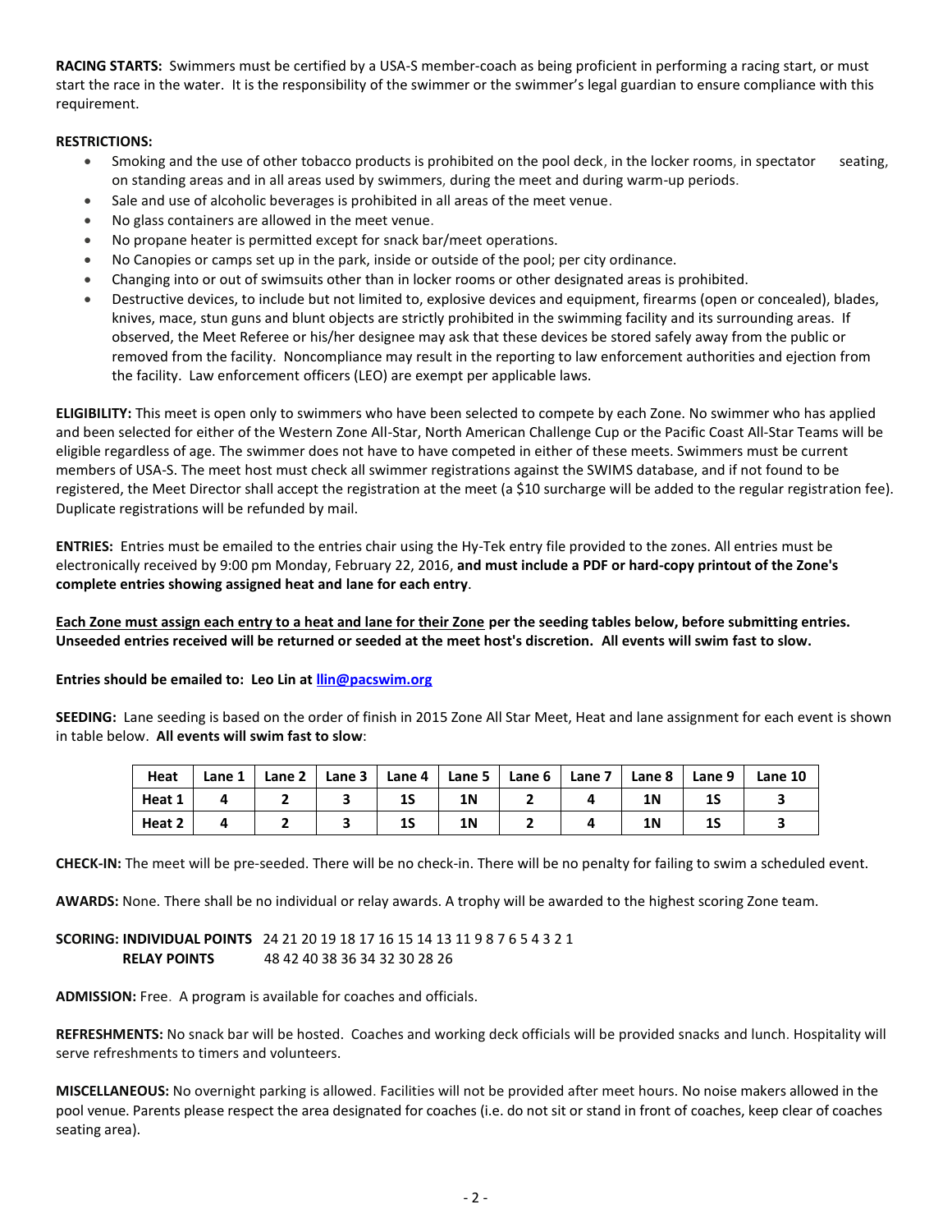**RACING STARTS:** Swimmers must be certified by a USA-S member-coach as being proficient in performing a racing start, or must start the race in the water. It is the responsibility of the swimmer or the swimmer's legal guardian to ensure compliance with this requirement.

**RESTRICTIONS:**

- Smoking and the use of other tobacco products is prohibited on the pool deck, in the locker rooms, in spectator seating, on standing areas and in all areas used by swimmers, during the meet and during warm-up periods.
- Sale and use of alcoholic beverages is prohibited in all areas of the meet venue.
- No glass containers are allowed in the meet venue.
- No propane heater is permitted except for snack bar/meet operations.
- No Canopies or camps set up in the park, inside or outside of the pool; per city ordinance.
- Changing into or out of swimsuits other than in locker rooms or other designated areas is prohibited.
- Destructive devices, to include but not limited to, explosive devices and equipment, firearms (open or concealed), blades, knives, mace, stun guns and blunt objects are strictly prohibited in the swimming facility and its surrounding areas. If observed, the Meet Referee or his/her designee may ask that these devices be stored safely away from the public or removed from the facility. Noncompliance may result in the reporting to law enforcement authorities and ejection from the facility. Law enforcement officers (LEO) are exempt per applicable laws.

**ELIGIBILITY:** This meet is open only to swimmers who have been selected to compete by each Zone. No swimmer who has applied and been selected for either of the Western Zone All-Star, North American Challenge Cup or the Pacific Coast All-Star Teams will be eligible regardless of age. The swimmer does not have to have competed in either of these meets. Swimmers must be current members of USA-S. The meet host must check all swimmer registrations against the SWIMS database, and if not found to be registered, the Meet Director shall accept the registration at the meet (a $10 surcharge will be added to the regular registration fee). Duplicate registrations will be refunded by mail.

**ENTRIES:** Entries must be emailed to the entries chair using the Hy-Tek entry file provided to the zones. All entries must be electronically received by 9:00 pm Monday, February 22, 2016, **and must include a PDF or hard-copy printout of the Zone's complete entries showing assigned heat and lane for each entry**.

**Each Zone must assign each entry to a heat and lane for their Zone per the seeding tables below, before submitting entries. Unseeded entries received will be returned or seeded at the meet host's discretion. All events will swim fast to slow.**

**Entries should be emailed to: Leo Lin at llin@pacswim.org**

**SEEDING:** Lane seeding is based on the order of finish in 2015 Zone All Star Meet, Heat and lane assignment for each event is shown in table below. **All events will swim fast to slow**:

| Heat | Lane 1 | Lane 2 | Lane 3 | Lane 4 | Lane 5 | Lane 6 | Lane 7 | Lane 8 | Lane 9 | Lane 10 |
|---|---|---|---|---|---|---|---|---|---|---|
| Heat 1 | 4 | 2 | 3 | 1S | 1N | 2 | 4 | 1N | 1S | 3 |
| Heat 2 | 4 | 2 | 3 | 1S | 1N | 2 | 4 | 1N | 1S | 3 |

**CHECK-IN:** The meet will be pre-seeded. There will be no check-in. There will be no penalty for failing to swim a scheduled event.

**AWARDS:** None. There shall be no individual or relay awards. A trophy will be awarded to the highest scoring Zone team.

**SCORING: INDIVIDUAL POINTS** 24 21 20 19 18 17 16 15 14 13 11 9 8 7 6 5 4 3 2 1
**RELAY POINTS** 48 42 40 38 36 34 32 30 28 26

**ADMISSION:** Free. A program is available for coaches and officials.

**REFRESHMENTS:** No snack bar will be hosted. Coaches and working deck officials will be provided snacks and lunch. Hospitality will serve refreshments to timers and volunteers.

**MISCELLANEOUS:** No overnight parking is allowed. Facilities will not be provided after meet hours. No noise makers allowed in the pool venue. Parents please respect the area designated for coaches (i.e. do not sit or stand in front of coaches, keep clear of coaches seating area).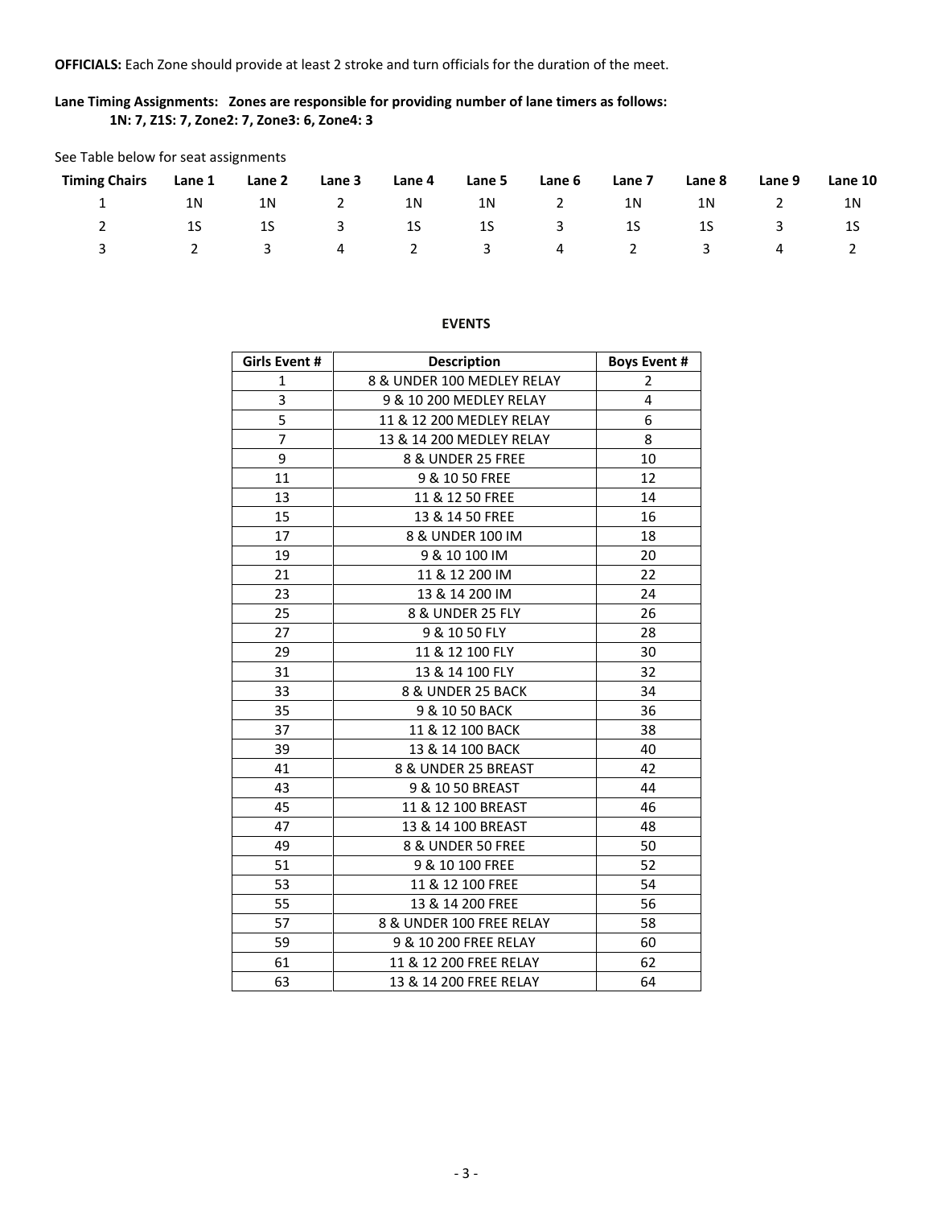**OFFICIALS:** Each Zone should provide at least 2 stroke and turn officials for the duration of the meet.

**Lane Timing Assignments: Zones are responsible for providing number of lane timers as follows:**
**1N: 7, Z1S: 7, Zone2: 7, Zone3: 6, Zone4: 3**

See Table below for seat assignments

| Timing Chairs | Lane 1 | Lane 2 | Lane 3 | Lane 4 | Lane 5 | Lane 6 | Lane 7 | Lane 8 | Lane 9 | Lane 10 |
|---|---|---|---|---|---|---|---|---|---|---|
| 1 | 1N | 1N | 2 | 1N | 1N | 2 | 1N | 1N | 2 | 1N |
| 2 | 1S | 1S | 3 | 1S | 1S | 3 | 1S | 1S | 3 | 1S |
| 3 | 2 | 3 | 4 | 2 | 3 | 4 | 2 | 3 | 4 | 2 |

**EVENTS**

| Girls Event # | Description | Boys Event # |
|---|---|---|
| 1 | 8 & UNDER 100 MEDLEY RELAY | 2 |
| 3 | 9 & 10 200 MEDLEY RELAY | 4 |
| 5 | 11 & 12 200 MEDLEY RELAY | 6 |
| 7 | 13 & 14 200 MEDLEY RELAY | 8 |
| 9 | 8 & UNDER 25 FREE | 10 |
| 11 | 9 & 10 50 FREE | 12 |
| 13 | 11 & 12 50 FREE | 14 |
| 15 | 13 & 14 50 FREE | 16 |
| 17 | 8 & UNDER 100 IM | 18 |
| 19 | 9 & 10 100 IM | 20 |
| 21 | 11 & 12 200 IM | 22 |
| 23 | 13 & 14 200 IM | 24 |
| 25 | 8 & UNDER 25 FLY | 26 |
| 27 | 9 & 10 50 FLY | 28 |
| 29 | 11 & 12 100 FLY | 30 |
| 31 | 13 & 14 100 FLY | 32 |
| 33 | 8 & UNDER 25 BACK | 34 |
| 35 | 9 & 10 50 BACK | 36 |
| 37 | 11 & 12 100 BACK | 38 |
| 39 | 13 & 14 100 BACK | 40 |
| 41 | 8 & UNDER 25 BREAST | 42 |
| 43 | 9 & 10 50 BREAST | 44 |
| 45 | 11 & 12 100 BREAST | 46 |
| 47 | 13 & 14 100 BREAST | 48 |
| 49 | 8 & UNDER 50 FREE | 50 |
| 51 | 9 & 10 100 FREE | 52 |
| 53 | 11 & 12 100 FREE | 54 |
| 55 | 13 & 14 200 FREE | 56 |
| 57 | 8 & UNDER 100 FREE RELAY | 58 |
| 59 | 9 & 10 200 FREE RELAY | 60 |
| 61 | 11 & 12 200 FREE RELAY | 62 |
| 63 | 13 & 14 200 FREE RELAY | 64 |